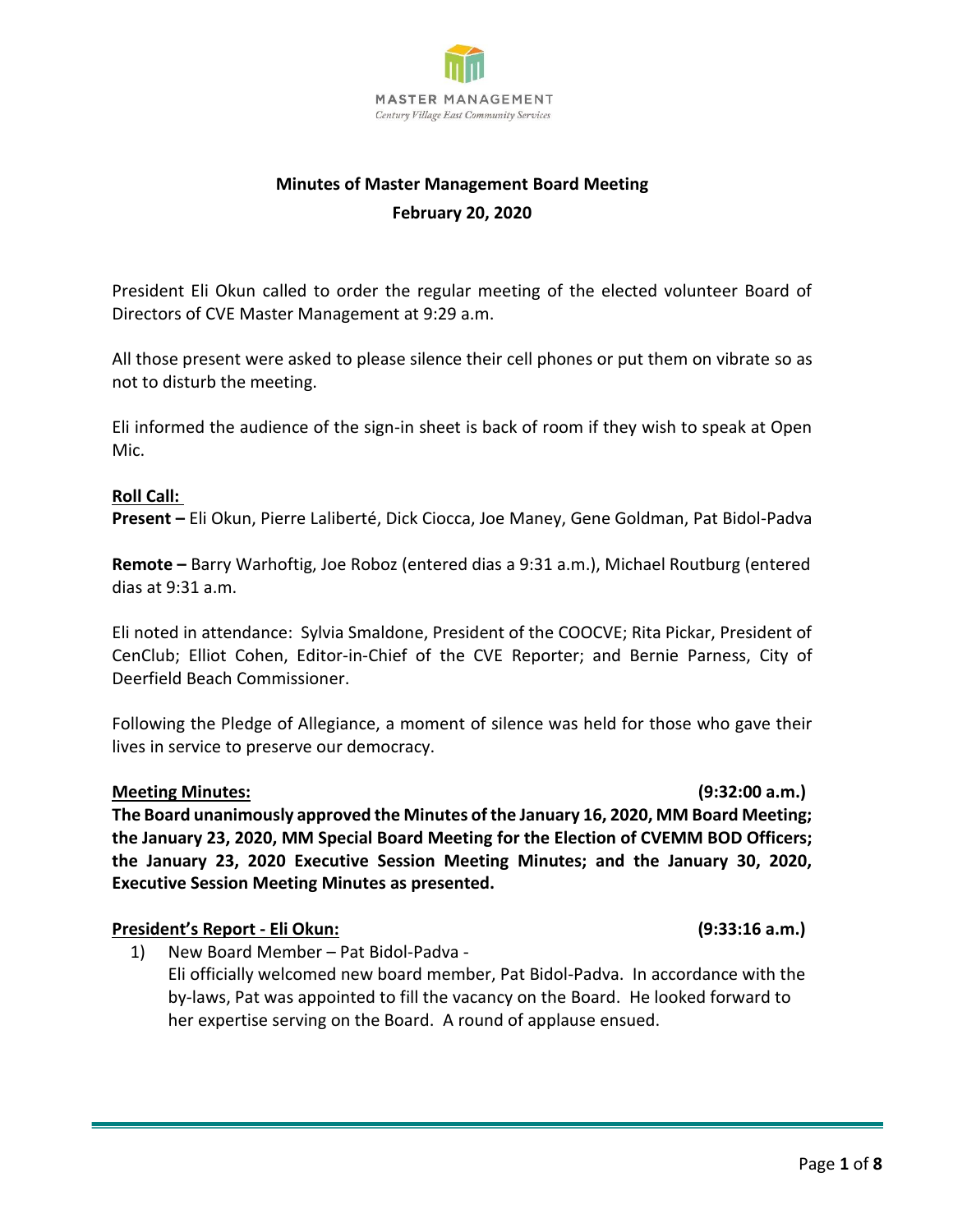MASTER MANAGEMENT
*Century Village East Community Services*

# Minutes of Master Management Board Meeting
## February 20, 2020

President Eli Okun called to order the regular meeting of the elected volunteer Board of Directors of CVE Master Management at 9:29 a.m.

All those present were asked to please silence their cell phones or put them on vibrate so as not to disturb the meeting.

Eli informed the audience of the sign-in sheet is back of room if they wish to speak at Open Mic.

**Roll Call:**

**Present –** Eli Okun, Pierre Laliberté, Dick Ciocca, Joe Maney, Gene Goldman, Pat Bidol-Padva

**Remote –** Barry Warhoftig, Joe Roboz (entered dias a 9:31 a.m.), Michael Routburg (entered dias at 9:31 a.m.

Eli noted in attendance: Sylvia Smaldone, President of the COOCVE; Rita Pickar, President of CenClub; Elliot Cohen, Editor-in-Chief of the CVE Reporter; and Bernie Parness, City of Deerfield Beach Commissioner.

Following the Pledge of Allegiance, a moment of silence was held for those who gave their lives in service to preserve our democracy.

**Meeting Minutes: (9:32:00 a.m.)**

**The Board unanimously approved the Minutes of the January 16, 2020, MM Board Meeting; the January 23, 2020, MM Special Board Meeting for the Election of CVEMM BOD Officers; the January 23, 2020 Executive Session Meeting Minutes; and the January 30, 2020, Executive Session Meeting Minutes as presented.**

**President's Report - Eli Okun: (9:33:16 a.m.)**

1) New Board Member – Pat Bidol-Padva -
   Eli officially welcomed new board member, Pat Bidol-Padva. In accordance with the by-laws, Pat was appointed to fill the vacancy on the Board. He looked forward to her expertise serving on the Board. A round of applause ensued.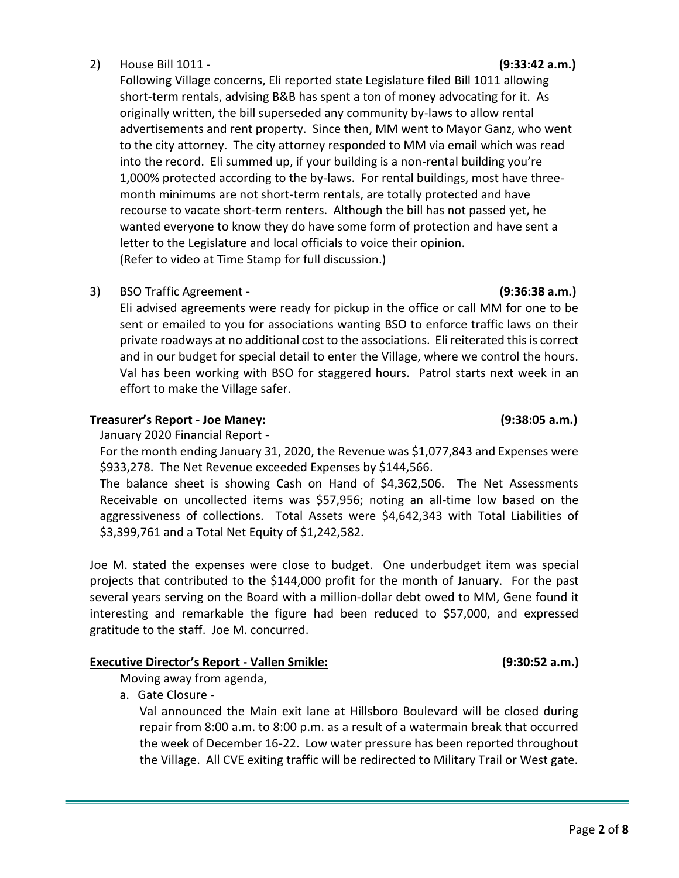2) House Bill 1011 - **(9:33:42 a.m.)**

Following Village concerns, Eli reported state Legislature filed Bill 1011 allowing short-term rentals, advising B&B has spent a ton of money advocating for it. As originally written, the bill superseded any community by-laws to allow rental advertisements and rent property. Since then, MM went to Mayor Ganz, who went to the city attorney. The city attorney responded to MM via email which was read into the record. Eli summed up, if your building is a non-rental building you're 1,000% protected according to the by-laws. For rental buildings, most have three-month minimums are not short-term rentals, are totally protected and have recourse to vacate short-term renters. Although the bill has not passed yet, he wanted everyone to know they do have some form of protection and have sent a letter to the Legislature and local officials to voice their opinion.
(Refer to video at Time Stamp for full discussion.)

3) BSO Traffic Agreement - **(9:36:38 a.m.)**

Eli advised agreements were ready for pickup in the office or call MM for one to be sent or emailed to you for associations wanting BSO to enforce traffic laws on their private roadways at no additional cost to the associations. Eli reiterated this is correct and in our budget for special detail to enter the Village, where we control the hours. Val has been working with BSO for staggered hours. Patrol starts next week in an effort to make the Village safer.

**Treasurer's Report - Joe Maney:** **(9:38:05 a.m.)**

January 2020 Financial Report -

For the month ending January 31, 2020, the Revenue was $1,077,843 and Expenses were $933,278. The Net Revenue exceeded Expenses by $144,566.

The balance sheet is showing Cash on Hand of $4,362,506. The Net Assessments Receivable on uncollected items was $57,956; noting an all-time low based on the aggressiveness of collections. Total Assets were $4,642,343 with Total Liabilities of $3,399,761 and a Total Net Equity of $1,242,582.

Joe M. stated the expenses were close to budget. One underbudget item was special projects that contributed to the $144,000 profit for the month of January. For the past several years serving on the Board with a million-dollar debt owed to MM, Gene found it interesting and remarkable the figure had been reduced to $57,000, and expressed gratitude to the staff. Joe M. concurred.

**Executive Director's Report - Vallen Smikle:** **(9:30:52 a.m.)**

Moving away from agenda,

a. Gate Closure -

Val announced the Main exit lane at Hillsboro Boulevard will be closed during repair from 8:00 a.m. to 8:00 p.m. as a result of a watermain break that occurred the week of December 16-22. Low water pressure has been reported throughout the Village. All CVE exiting traffic will be redirected to Military Trail or West gate.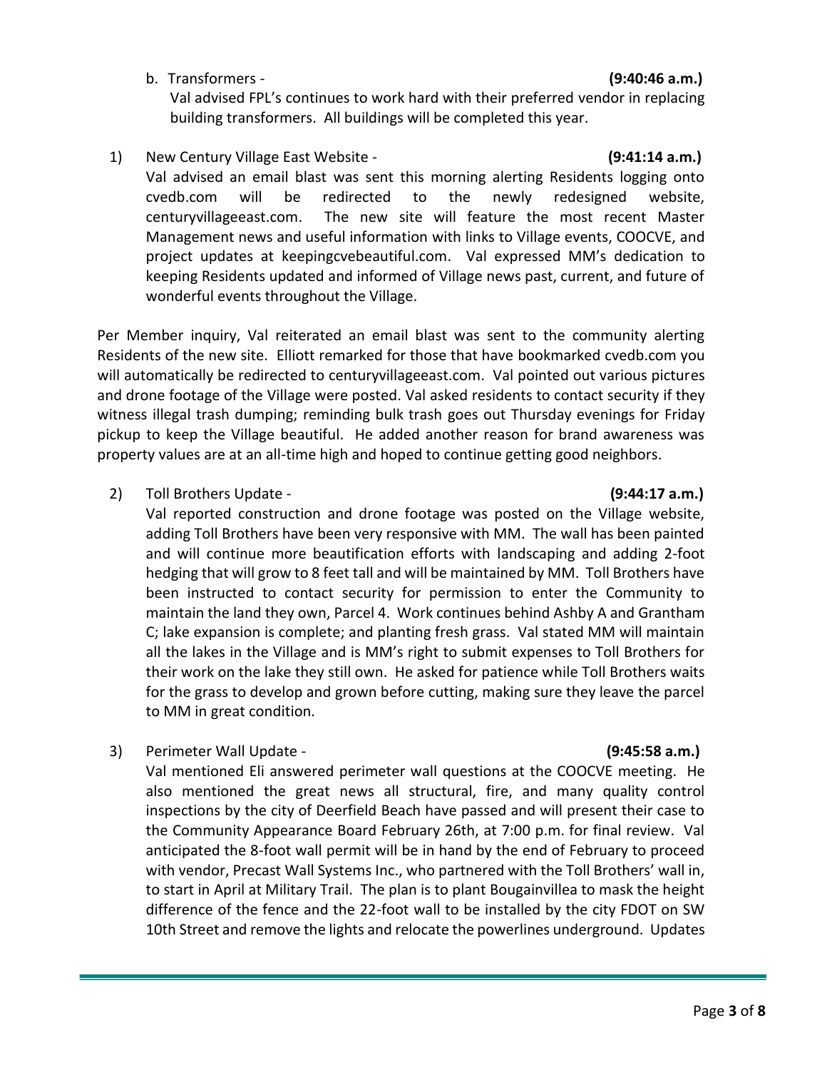b. Transformers - **(9:40:46 a.m.)**

Val advised FPL's continues to work hard with their preferred vendor in replacing building transformers. All buildings will be completed this year.

1) New Century Village East Website - **(9:41:14 a.m.)**

Val advised an email blast was sent this morning alerting Residents logging onto cvedb.com will be redirected to the newly redesigned website, centuryvillageeast.com. The new site will feature the most recent Master Management news and useful information with links to Village events, COOCVE, and project updates at keepingcvebeautiful.com. Val expressed MM's dedication to keeping Residents updated and informed of Village news past, current, and future of wonderful events throughout the Village.

Per Member inquiry, Val reiterated an email blast was sent to the community alerting Residents of the new site. Elliott remarked for those that have bookmarked cvedb.com you will automatically be redirected to centuryvillageeast.com. Val pointed out various pictures and drone footage of the Village were posted. Val asked residents to contact security if they witness illegal trash dumping; reminding bulk trash goes out Thursday evenings for Friday pickup to keep the Village beautiful. He added another reason for brand awareness was property values are at an all-time high and hoped to continue getting good neighbors.

2) Toll Brothers Update - **(9:44:17 a.m.)**

Val reported construction and drone footage was posted on the Village website, adding Toll Brothers have been very responsive with MM. The wall has been painted and will continue more beautification efforts with landscaping and adding 2-foot hedging that will grow to 8 feet tall and will be maintained by MM. Toll Brothers have been instructed to contact security for permission to enter the Community to maintain the land they own, Parcel 4. Work continues behind Ashby A and Grantham C; lake expansion is complete; and planting fresh grass. Val stated MM will maintain all the lakes in the Village and is MM's right to submit expenses to Toll Brothers for their work on the lake they still own. He asked for patience while Toll Brothers waits for the grass to develop and grown before cutting, making sure they leave the parcel to MM in great condition.

3) Perimeter Wall Update - **(9:45:58 a.m.)**

Val mentioned Eli answered perimeter wall questions at the COOCVE meeting. He also mentioned the great news all structural, fire, and many quality control inspections by the city of Deerfield Beach have passed and will present their case to the Community Appearance Board February 26th, at 7:00 p.m. for final review. Val anticipated the 8-foot wall permit will be in hand by the end of February to proceed with vendor, Precast Wall Systems Inc., who partnered with the Toll Brothers' wall in, to start in April at Military Trail. The plan is to plant Bougainvillea to mask the height difference of the fence and the 22-foot wall to be installed by the city FDOT on SW 10th Street and remove the lights and relocate the powerlines underground. Updates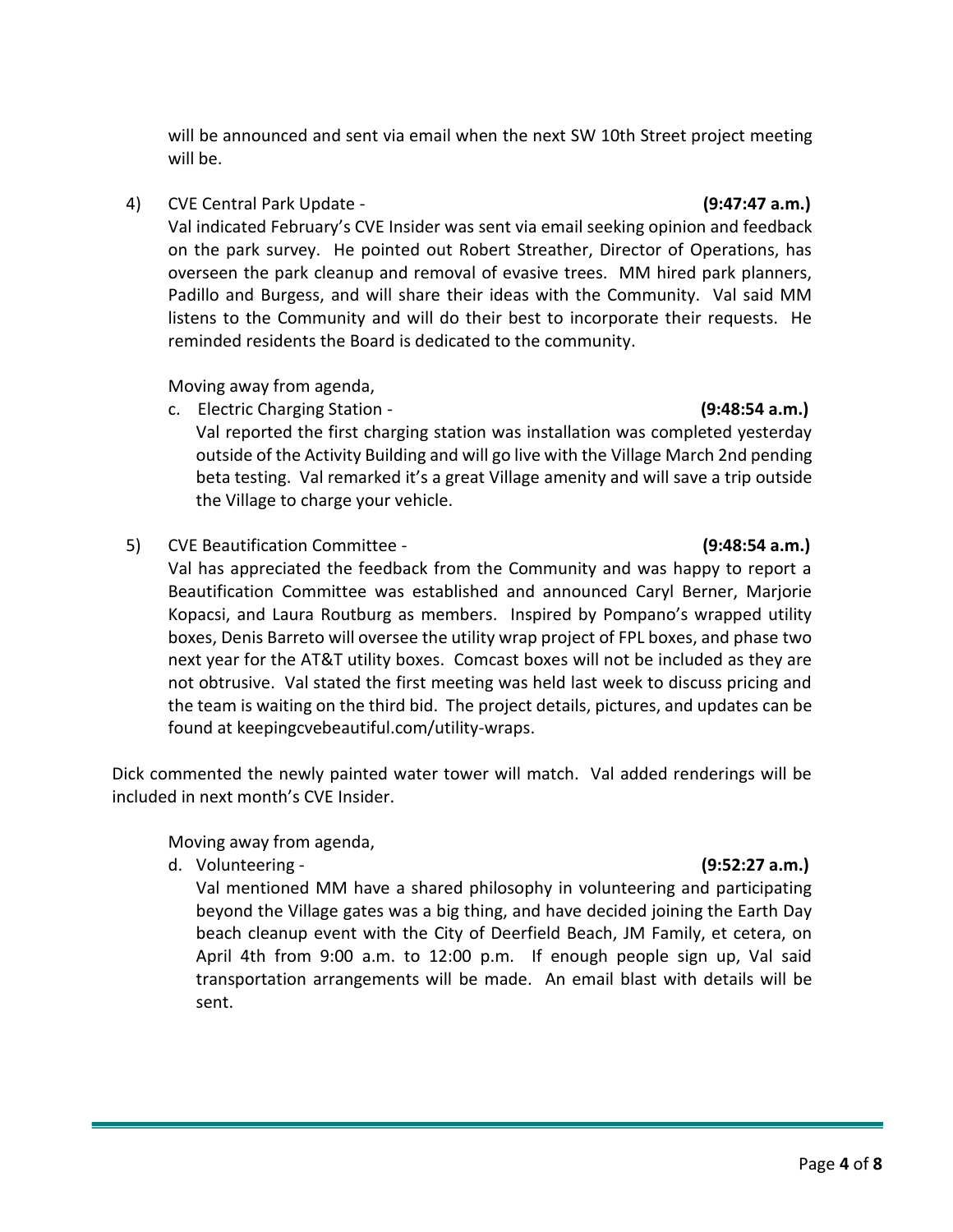will be announced and sent via email when the next SW 10th Street project meeting will be.

4) CVE Central Park Update - **(9:47:47 a.m.)**
Val indicated February's CVE Insider was sent via email seeking opinion and feedback on the park survey. He pointed out Robert Streather, Director of Operations, has overseen the park cleanup and removal of evasive trees. MM hired park planners, Padillo and Burgess, and will share their ideas with the Community. Val said MM listens to the Community and will do their best to incorporate their requests. He reminded residents the Board is dedicated to the community.

Moving away from agenda,

c. Electric Charging Station - **(9:48:54 a.m.)**
Val reported the first charging station was installation was completed yesterday outside of the Activity Building and will go live with the Village March 2nd pending beta testing. Val remarked it's a great Village amenity and will save a trip outside the Village to charge your vehicle.

5) CVE Beautification Committee - **(9:48:54 a.m.)**
Val has appreciated the feedback from the Community and was happy to report a Beautification Committee was established and announced Caryl Berner, Marjorie Kopacsi, and Laura Routburg as members. Inspired by Pompano's wrapped utility boxes, Denis Barreto will oversee the utility wrap project of FPL boxes, and phase two next year for the AT&T utility boxes. Comcast boxes will not be included as they are not obtrusive. Val stated the first meeting was held last week to discuss pricing and the team is waiting on the third bid. The project details, pictures, and updates can be found at keepingcvebeautiful.com/utility-wraps.

Dick commented the newly painted water tower will match. Val added renderings will be included in next month's CVE Insider.

Moving away from agenda,

d. Volunteering - **(9:52:27 a.m.)**
Val mentioned MM have a shared philosophy in volunteering and participating beyond the Village gates was a big thing, and have decided joining the Earth Day beach cleanup event with the City of Deerfield Beach, JM Family, et cetera, on April 4th from 9:00 a.m. to 12:00 p.m. If enough people sign up, Val said transportation arrangements will be made. An email blast with details will be sent.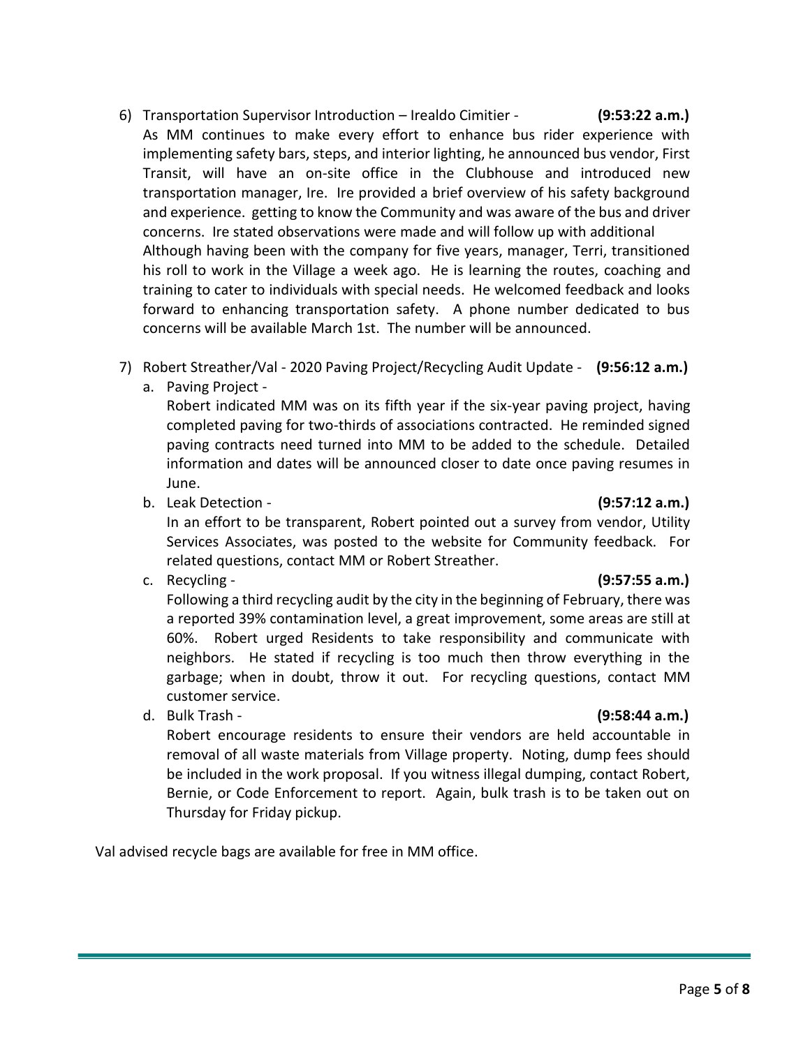6) Transportation Supervisor Introduction – Irealdo Cimitier - **(9:53:22 a.m.)**
   As MM continues to make every effort to enhance bus rider experience with implementing safety bars, steps, and interior lighting, he announced bus vendor, First Transit, will have an on-site office in the Clubhouse and introduced new transportation manager, Ire. Ire provided a brief overview of his safety background and experience. getting to know the Community and was aware of the bus and driver concerns. Ire stated observations were made and will follow up with additional
   Although having been with the company for five years, manager, Terri, transitioned his roll to work in the Village a week ago. He is learning the routes, coaching and training to cater to individuals with special needs. He welcomed feedback and looks forward to enhancing transportation safety. A phone number dedicated to bus concerns will be available March 1st. The number will be announced.

7) Robert Streather/Val - 2020 Paving Project/Recycling Audit Update - **(9:56:12 a.m.)**
   a. Paving Project -
      Robert indicated MM was on its fifth year if the six-year paving project, having completed paving for two-thirds of associations contracted. He reminded signed paving contracts need turned into MM to be added to the schedule. Detailed information and dates will be announced closer to date once paving resumes in June.
   b. Leak Detection - **(9:57:12 a.m.)**
      In an effort to be transparent, Robert pointed out a survey from vendor, Utility Services Associates, was posted to the website for Community feedback. For related questions, contact MM or Robert Streather.
   c. Recycling - **(9:57:55 a.m.)**
      Following a third recycling audit by the city in the beginning of February, there was a reported 39% contamination level, a great improvement, some areas are still at 60%. Robert urged Residents to take responsibility and communicate with neighbors. He stated if recycling is too much then throw everything in the garbage; when in doubt, throw it out. For recycling questions, contact MM customer service.
   d. Bulk Trash - **(9:58:44 a.m.)**
      Robert encourage residents to ensure their vendors are held accountable in removal of all waste materials from Village property. Noting, dump fees should be included in the work proposal. If you witness illegal dumping, contact Robert, Bernie, or Code Enforcement to report. Again, bulk trash is to be taken out on Thursday for Friday pickup.

Val advised recycle bags are available for free in MM office.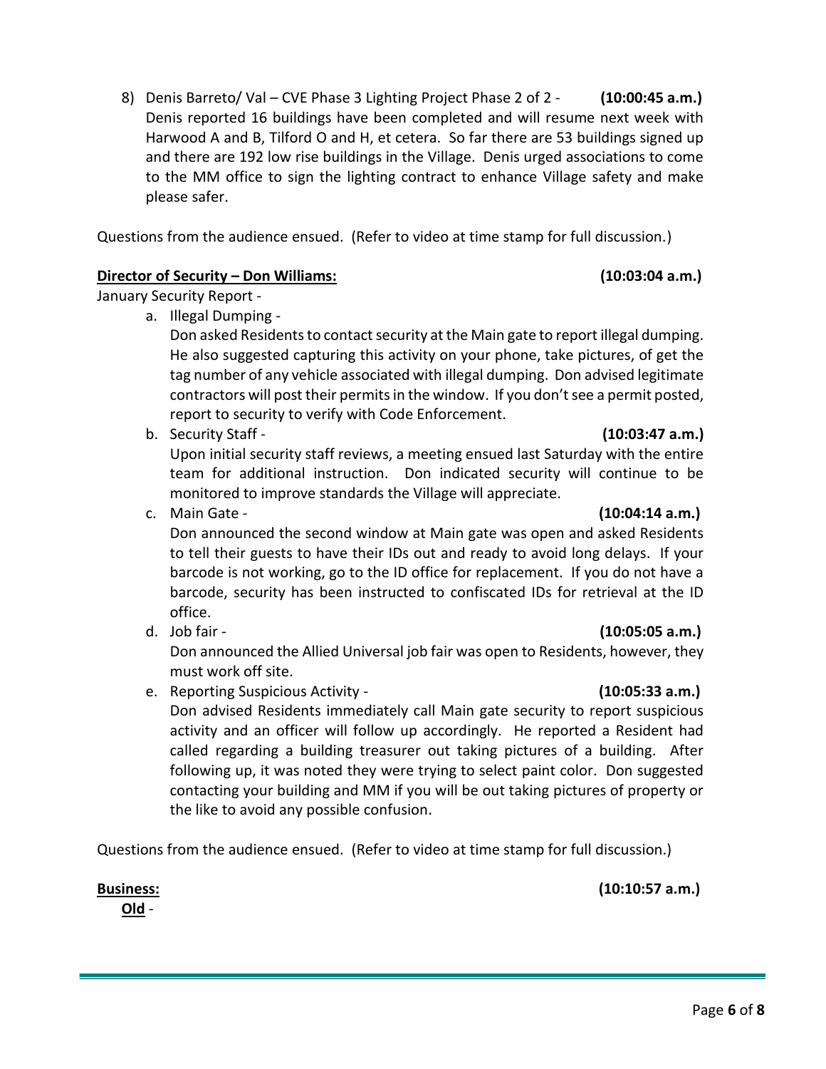8) Denis Barreto/ Val – CVE Phase 3 Lighting Project Phase 2 of 2 - **(10:00:45 a.m.)** Denis reported 16 buildings have been completed and will resume next week with Harwood A and B, Tilford O and H, et cetera. So far there are 53 buildings signed up and there are 192 low rise buildings in the Village. Denis urged associations to come to the MM office to sign the lighting contract to enhance Village safety and make please safer.

Questions from the audience ensued. (Refer to video at time stamp for full discussion.)

**Director of Security – Don Williams:** **(10:03:04 a.m.)**

January Security Report -

a. Illegal Dumping -
   Don asked Residents to contact security at the Main gate to report illegal dumping. He also suggested capturing this activity on your phone, take pictures, of get the tag number of any vehicle associated with illegal dumping. Don advised legitimate contractors will post their permits in the window. If you don't see a permit posted, report to security to verify with Code Enforcement.
b. Security Staff - **(10:03:47 a.m.)**
   Upon initial security staff reviews, a meeting ensued last Saturday with the entire team for additional instruction. Don indicated security will continue to be monitored to improve standards the Village will appreciate.
c. Main Gate - **(10:04:14 a.m.)**
   Don announced the second window at Main gate was open and asked Residents to tell their guests to have their IDs out and ready to avoid long delays. If your barcode is not working, go to the ID office for replacement. If you do not have a barcode, security has been instructed to confiscated IDs for retrieval at the ID office.
d. Job fair - **(10:05:05 a.m.)**
   Don announced the Allied Universal job fair was open to Residents, however, they must work off site.
e. Reporting Suspicious Activity - **(10:05:33 a.m.)**
   Don advised Residents immediately call Main gate security to report suspicious activity and an officer will follow up accordingly. He reported a Resident had called regarding a building treasurer out taking pictures of a building. After following up, it was noted they were trying to select paint color. Don suggested contacting your building and MM if you will be out taking pictures of property or the like to avoid any possible confusion.

Questions from the audience ensued. (Refer to video at time stamp for full discussion.)

**Business:** **(10:10:57 a.m.)**

**Old** -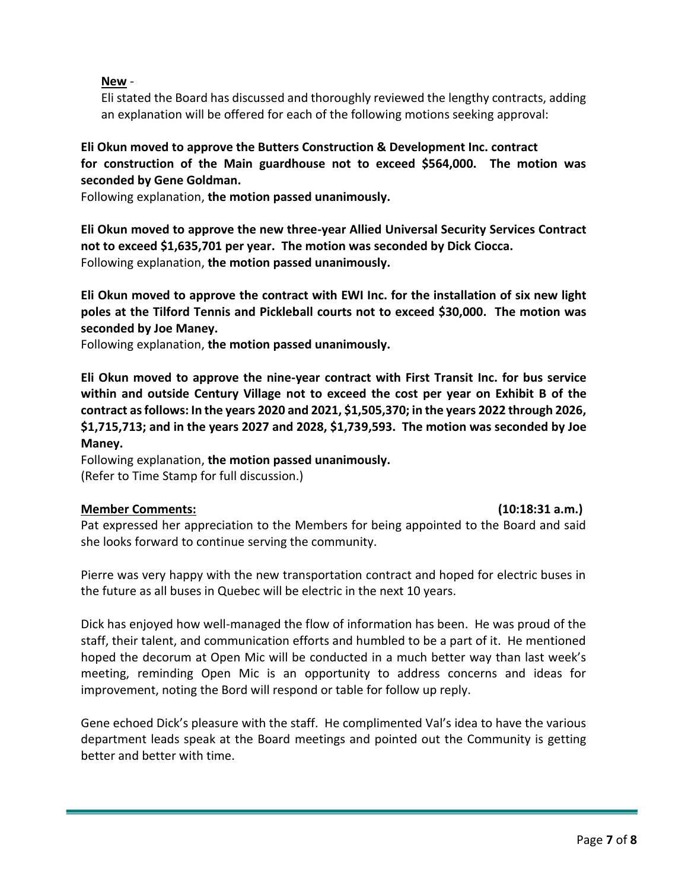**New** -

Eli stated the Board has discussed and thoroughly reviewed the lengthy contracts, adding an explanation will be offered for each of the following motions seeking approval:

**Eli Okun moved to approve the Butters Construction & Development Inc. contract for construction of the Main guardhouse not to exceed $564,000. The motion was seconded by Gene Goldman.**

Following explanation, **the motion passed unanimously.**

**Eli Okun moved to approve the new three-year Allied Universal Security Services Contract not to exceed $1,635,701 per year. The motion was seconded by Dick Ciocca.**

Following explanation, **the motion passed unanimously.**

**Eli Okun moved to approve the contract with EWI Inc. for the installation of six new light poles at the Tilford Tennis and Pickleball courts not to exceed $30,000. The motion was seconded by Joe Maney.**

Following explanation, **the motion passed unanimously.**

**Eli Okun moved to approve the nine-year contract with First Transit Inc. for bus service within and outside Century Village not to exceed the cost per year on Exhibit B of the contract as follows: In the years 2020 and 2021, $1,505,370; in the years 2022 through 2026, $1,715,713; and in the years 2027 and 2028, $1,739,593. The motion was seconded by Joe Maney.**

Following explanation, **the motion passed unanimously.**

(Refer to Time Stamp for full discussion.)

**Member Comments:** **(10:18:31 a.m.)**

Pat expressed her appreciation to the Members for being appointed to the Board and said she looks forward to continue serving the community.

Pierre was very happy with the new transportation contract and hoped for electric buses in the future as all buses in Quebec will be electric in the next 10 years.

Dick has enjoyed how well-managed the flow of information has been. He was proud of the staff, their talent, and communication efforts and humbled to be a part of it. He mentioned hoped the decorum at Open Mic will be conducted in a much better way than last week's meeting, reminding Open Mic is an opportunity to address concerns and ideas for improvement, noting the Bord will respond or table for follow up reply.

Gene echoed Dick's pleasure with the staff. He complimented Val's idea to have the various department leads speak at the Board meetings and pointed out the Community is getting better and better with time.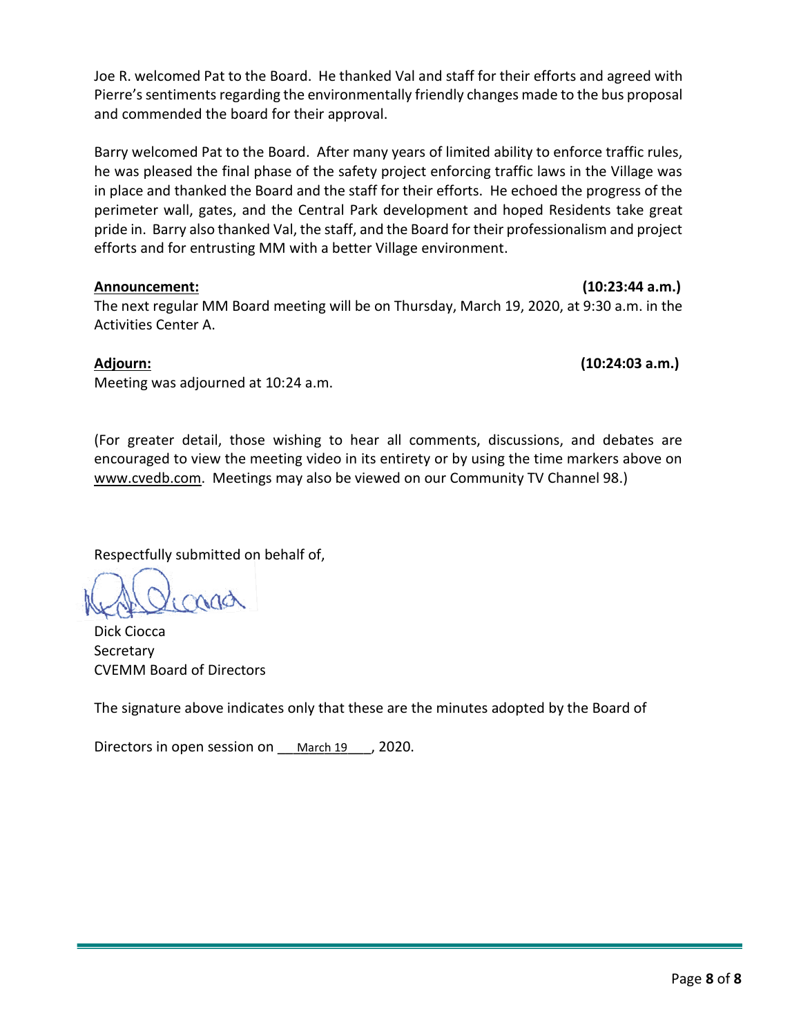Joe R. welcomed Pat to the Board. He thanked Val and staff for their efforts and agreed with Pierre's sentiments regarding the environmentally friendly changes made to the bus proposal and commended the board for their approval.

Barry welcomed Pat to the Board. After many years of limited ability to enforce traffic rules, he was pleased the final phase of the safety project enforcing traffic laws in the Village was in place and thanked the Board and the staff for their efforts. He echoed the progress of the perimeter wall, gates, and the Central Park development and hoped Residents take great pride in. Barry also thanked Val, the staff, and the Board for their professionalism and project efforts and for entrusting MM with a better Village environment.

**Announcement:** **(10:23:44 a.m.)**

The next regular MM Board meeting will be on Thursday, March 19, 2020, at 9:30 a.m. in the Activities Center A.

**Adjourn:** **(10:24:03 a.m.)**

Meeting was adjourned at 10:24 a.m.

(For greater detail, those wishing to hear all comments, discussions, and debates are encouraged to view the meeting video in its entirety or by using the time markers above on www.cvedb.com. Meetings may also be viewed on our Community TV Channel 98.)

Respectfully submitted on behalf of,

Dick Ciocca
Secretary
CVEMM Board of Directors

The signature above indicates only that these are the minutes adopted by the Board of

Directors in open session on \_\_March 19\_\_\_, 2020.